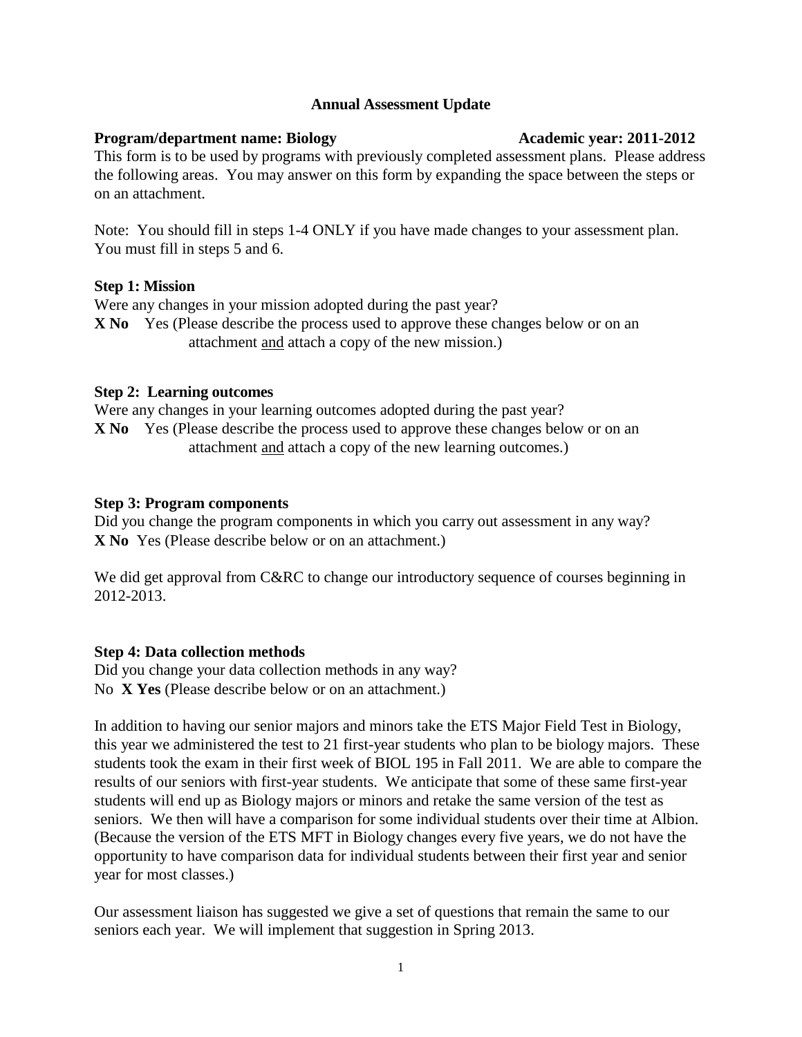**Annual Assessment Update**

**Program/department name: Biology** **Academic year: 2011-2012**

This form is to be used by programs with previously completed assessment plans. Please address the following areas. You may answer on this form by expanding the space between the steps or on an attachment.

Note: You should fill in steps 1-4 ONLY if you have made changes to your assessment plan. You must fill in steps 5 and 6.

**Step 1: Mission**

Were any changes in your mission adopted during the past year?

**X No** Yes (Please describe the process used to approve these changes below or on an attachment <u>and</u> attach a copy of the new mission.)

**Step 2: Learning outcomes**

Were any changes in your learning outcomes adopted during the past year?

**X No** Yes (Please describe the process used to approve these changes below or on an attachment <u>and</u> attach a copy of the new learning outcomes.)

**Step 3: Program components**

Did you change the program components in which you carry out assessment in any way?

**X No** Yes (Please describe below or on an attachment.)

We did get approval from C&RC to change our introductory sequence of courses beginning in 2012-2013.

**Step 4: Data collection methods**

Did you change your data collection methods in any way?

No **X Yes** (Please describe below or on an attachment.)

In addition to having our senior majors and minors take the ETS Major Field Test in Biology, this year we administered the test to 21 first-year students who plan to be biology majors. These students took the exam in their first week of BIOL 195 in Fall 2011. We are able to compare the results of our seniors with first-year students. We anticipate that some of these same first-year students will end up as Biology majors or minors and retake the same version of the test as seniors. We then will have a comparison for some individual students over their time at Albion. (Because the version of the ETS MFT in Biology changes every five years, we do not have the opportunity to have comparison data for individual students between their first year and senior year for most classes.)

Our assessment liaison has suggested we give a set of questions that remain the same to our seniors each year. We will implement that suggestion in Spring 2013.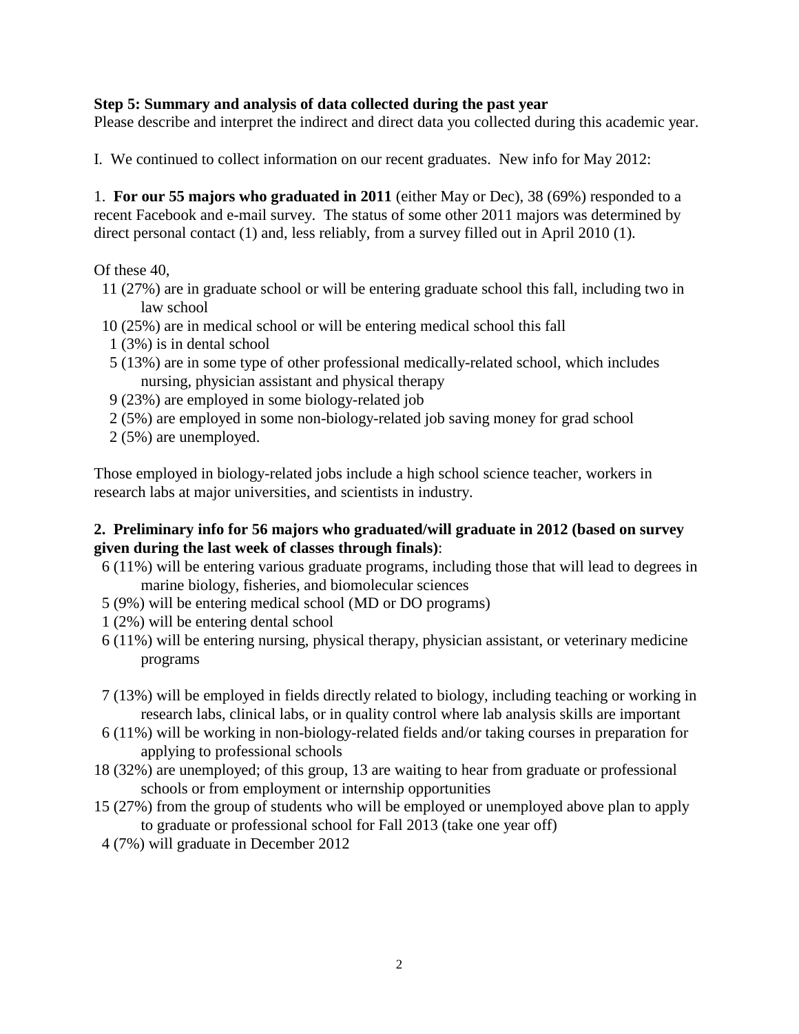**Step 5: Summary and analysis of data collected during the past year**
Please describe and interpret the indirect and direct data you collected during this academic year.

I. We continued to collect information on our recent graduates. New info for May 2012:

1. **For our 55 majors who graduated in 2011** (either May or Dec), 38 (69%) responded to a recent Facebook and e-mail survey. The status of some other 2011 majors was determined by direct personal contact (1) and, less reliably, from a survey filled out in April 2010 (1).

Of these 40,

- 11 (27%) are in graduate school or will be entering graduate school this fall, including two in law school
- 10 (25%) are in medical school or will be entering medical school this fall
- 1 (3%) is in dental school
- 5 (13%) are in some type of other professional medically-related school, which includes nursing, physician assistant and physical therapy
- 9 (23%) are employed in some biology-related job
- 2 (5%) are employed in some non-biology-related job saving money for grad school
- 2 (5%) are unemployed.

Those employed in biology-related jobs include a high school science teacher, workers in research labs at major universities, and scientists in industry.

**2. Preliminary info for 56 majors who graduated/will graduate in 2012 (based on survey given during the last week of classes through finals)**:

- 6 (11%) will be entering various graduate programs, including those that will lead to degrees in marine biology, fisheries, and biomolecular sciences
- 5 (9%) will be entering medical school (MD or DO programs)
- 1 (2%) will be entering dental school
- 6 (11%) will be entering nursing, physical therapy, physician assistant, or veterinary medicine programs
- 7 (13%) will be employed in fields directly related to biology, including teaching or working in research labs, clinical labs, or in quality control where lab analysis skills are important
- 6 (11%) will be working in non-biology-related fields and/or taking courses in preparation for applying to professional schools
- 18 (32%) are unemployed; of this group, 13 are waiting to hear from graduate or professional schools or from employment or internship opportunities
- 15 (27%) from the group of students who will be employed or unemployed above plan to apply to graduate or professional school for Fall 2013 (take one year off)
- 4 (7%) will graduate in December 2012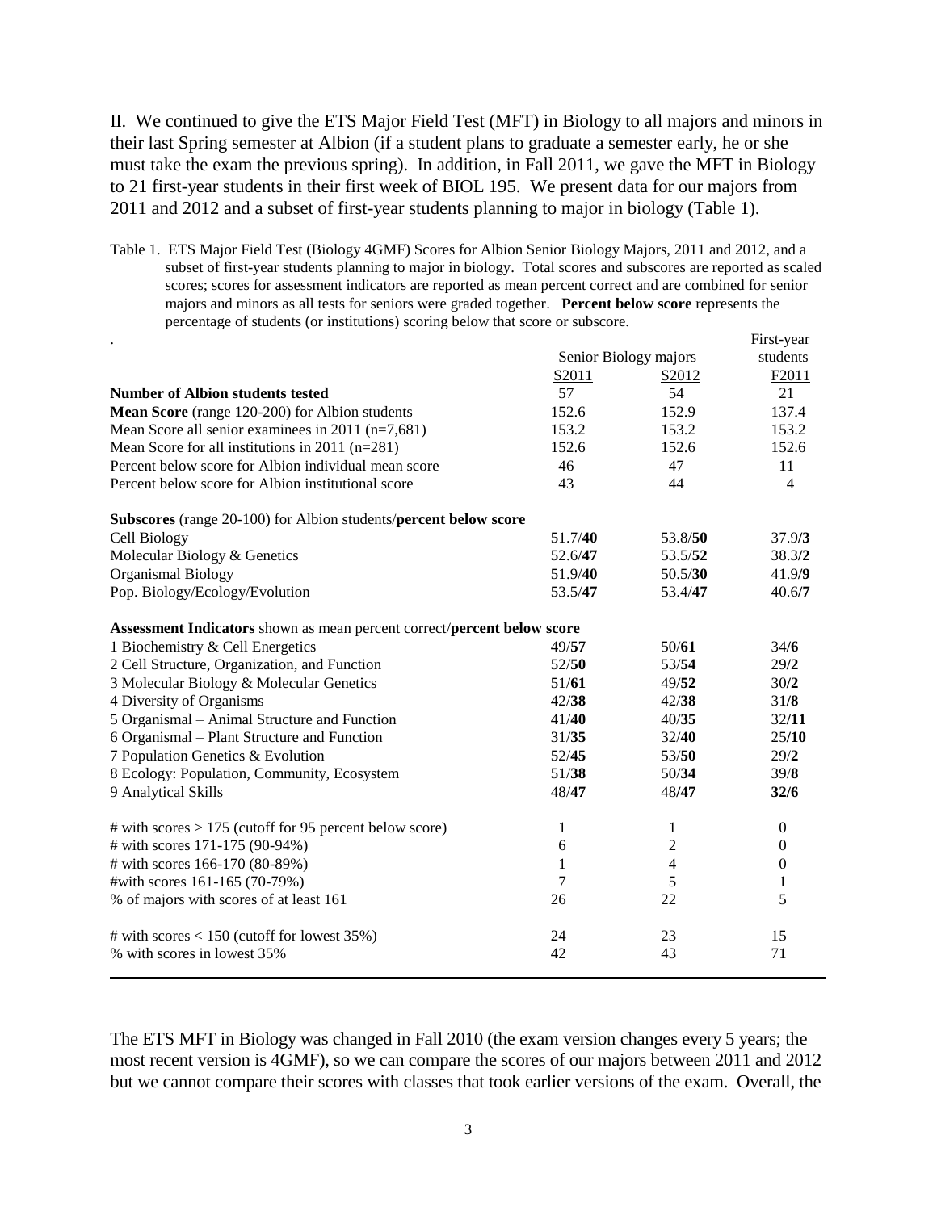II. We continued to give the ETS Major Field Test (MFT) in Biology to all majors and minors in their last Spring semester at Albion (if a student plans to graduate a semester early, he or she must take the exam the previous spring). In addition, in Fall 2011, we gave the MFT in Biology to 21 first-year students in their first week of BIOL 195. We present data for our majors from 2011 and 2012 and a subset of first-year students planning to major in biology (Table 1).

Table 1. ETS Major Field Test (Biology 4GMF) Scores for Albion Senior Biology Majors, 2011 and 2012, and a subset of first-year students planning to major in biology. Total scores and subscores are reported as scaled scores; scores for assessment indicators are reported as mean percent correct and are combined for senior majors and minors as all tests for seniors were graded together. **Percent below score** represents the percentage of students (or institutions) scoring below that score or subscore.

| . | Senior Biology majors | | First-year students |
|---|---|---|---|
| | S2011 | S2012 | F2011 |
| **Number of Albion students tested** | 57 | 54 | 21 |
| **Mean Score** (range 120-200) for Albion students | 152.6 | 152.9 | 137.4 |
| Mean Score all senior examinees in 2011 (n=7,681) | 153.2 | 153.2 | 153.2 |
| Mean Score for all institutions in 2011 (n=281) | 152.6 | 152.6 | 152.6 |
| Percent below score for Albion individual mean score | 46 | 47 | 11 |
| Percent below score for Albion institutional score | 43 | 44 | 4 |
| **Subscores** (range 20-100) for Albion students/**percent below score** | | | |
| Cell Biology | 51.7/**40** | 53.8/**50** | 37.9/**3** |
| Molecular Biology & Genetics | 52.6/**47** | 53.5/**52** | 38.3/**2** |
| Organismal Biology | 51.9/**40** | 50.5/**30** | 41.9/**9** |
| Pop. Biology/Ecology/Evolution | 53.5/**47** | 53.4/**47** | 40.6/**7** |
| **Assessment Indicators** shown as mean percent correct/**percent below score** | | | |
| 1 Biochemistry & Cell Energetics | 49/**57** | 50/**61** | 34/**6** |
| 2 Cell Structure, Organization, and Function | 52/**50** | 53/**54** | 29/**2** |
| 3 Molecular Biology & Molecular Genetics | 51/**61** | 49/**52** | 30/**2** |
| 4 Diversity of Organisms | 42/**38** | 42/**38** | 31/**8** |
| 5 Organismal – Animal Structure and Function | 41/**40** | 40/**35** | 32/**11** |
| 6 Organismal – Plant Structure and Function | 31/**35** | 32/**40** | 25/**10** |
| 7 Population Genetics & Evolution | 52/**45** | 53/**50** | 29/**2** |
| 8 Ecology: Population, Community, Ecosystem | 51/**38** | 50/**34** | 39/**8** |
| 9 Analytical Skills | 48/**47** | 48/**47** | **32/6** |
| # with scores > 175 (cutoff for 95 percent below score) | 1 | 1 | 0 |
| # with scores 171-175 (90-94%) | 6 | 2 | 0 |
| # with scores 166-170 (80-89%) | 1 | 4 | 0 |
| #with scores 161-165 (70-79%) | 7 | 5 | 1 |
| % of majors with scores of at least 161 | 26 | 22 | 5 |
| # with scores < 150 (cutoff for lowest 35%) | 24 | 23 | 15 |
| % with scores in lowest 35% | 42 | 43 | 71 |

The ETS MFT in Biology was changed in Fall 2010 (the exam version changes every 5 years; the most recent version is 4GMF), so we can compare the scores of our majors between 2011 and 2012 but we cannot compare their scores with classes that took earlier versions of the exam. Overall, the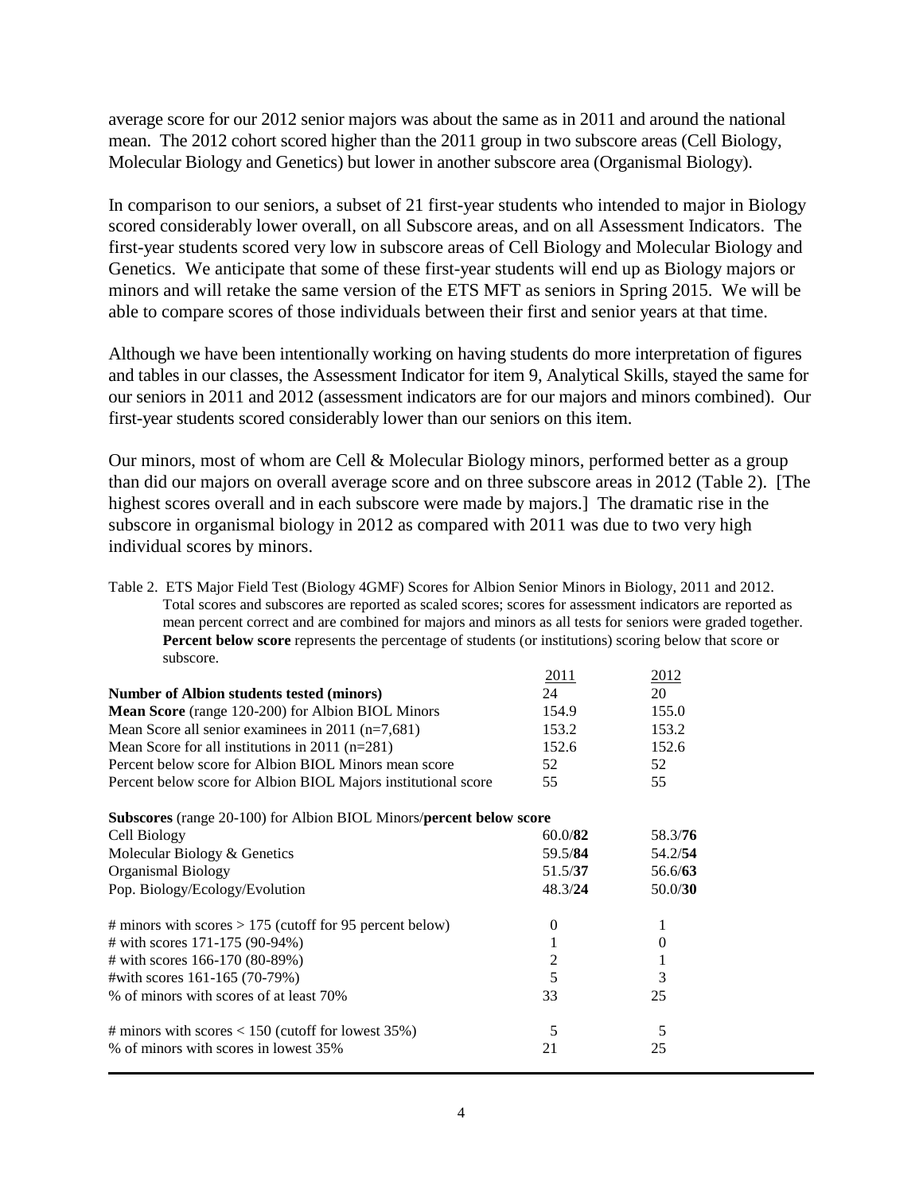average score for our 2012 senior majors was about the same as in 2011 and around the national mean. The 2012 cohort scored higher than the 2011 group in two subscore areas (Cell Biology, Molecular Biology and Genetics) but lower in another subscore area (Organismal Biology).

In comparison to our seniors, a subset of 21 first-year students who intended to major in Biology scored considerably lower overall, on all Subscore areas, and on all Assessment Indicators. The first-year students scored very low in subscore areas of Cell Biology and Molecular Biology and Genetics. We anticipate that some of these first-year students will end up as Biology majors or minors and will retake the same version of the ETS MFT as seniors in Spring 2015. We will be able to compare scores of those individuals between their first and senior years at that time.

Although we have been intentionally working on having students do more interpretation of figures and tables in our classes, the Assessment Indicator for item 9, Analytical Skills, stayed the same for our seniors in 2011 and 2012 (assessment indicators are for our majors and minors combined). Our first-year students scored considerably lower than our seniors on this item.

Our minors, most of whom are Cell & Molecular Biology minors, performed better as a group than did our majors on overall average score and on three subscore areas in 2012 (Table 2). [The highest scores overall and in each subscore were made by majors.] The dramatic rise in the subscore in organismal biology in 2012 as compared with 2011 was due to two very high individual scores by minors.

Table 2. ETS Major Field Test (Biology 4GMF) Scores for Albion Senior Minors in Biology, 2011 and 2012. Total scores and subscores are reported as scaled scores; scores for assessment indicators are reported as mean percent correct and are combined for majors and minors as all tests for seniors were graded together. **Percent below score** represents the percentage of students (or institutions) scoring below that score or subscore.

| | 2011 | 2012 |
|---|---|---|
| **Number of Albion students tested (minors)** | 24 | 20 |
| **Mean Score** (range 120-200) for Albion BIOL Minors | 154.9 | 155.0 |
| Mean Score all senior examinees in 2011 (n=7,681) | 153.2 | 153.2 |
| Mean Score for all institutions in 2011 (n=281) | 152.6 | 152.6 |
| Percent below score for Albion BIOL Minors mean score | 52 | 52 |
| Percent below score for Albion BIOL Majors institutional score | 55 | 55 |
| **Subscores** (range 20-100) for Albion BIOL Minors/**percent below score** | | |
| Cell Biology | 60.0/**82** | 58.3/**76** |
| Molecular Biology & Genetics | 59.5/**84** | 54.2/**54** |
| Organismal Biology | 51.5/**37** | 56.6/**63** |
| Pop. Biology/Ecology/Evolution | 48.3/**24** | 50.0/**30** |
| # minors with scores > 175 (cutoff for 95 percent below) | 0 | 1 |
| # with scores 171-175 (90-94%) | 1 | 0 |
| # with scores 166-170 (80-89%) | 2 | 1 |
| #with scores 161-165 (70-79%) | 5 | 3 |
| % of minors with scores of at least 70% | 33 | 25 |
| # minors with scores < 150 (cutoff for lowest 35%) | 5 | 5 |
| % of minors with scores in lowest 35% | 21 | 25 |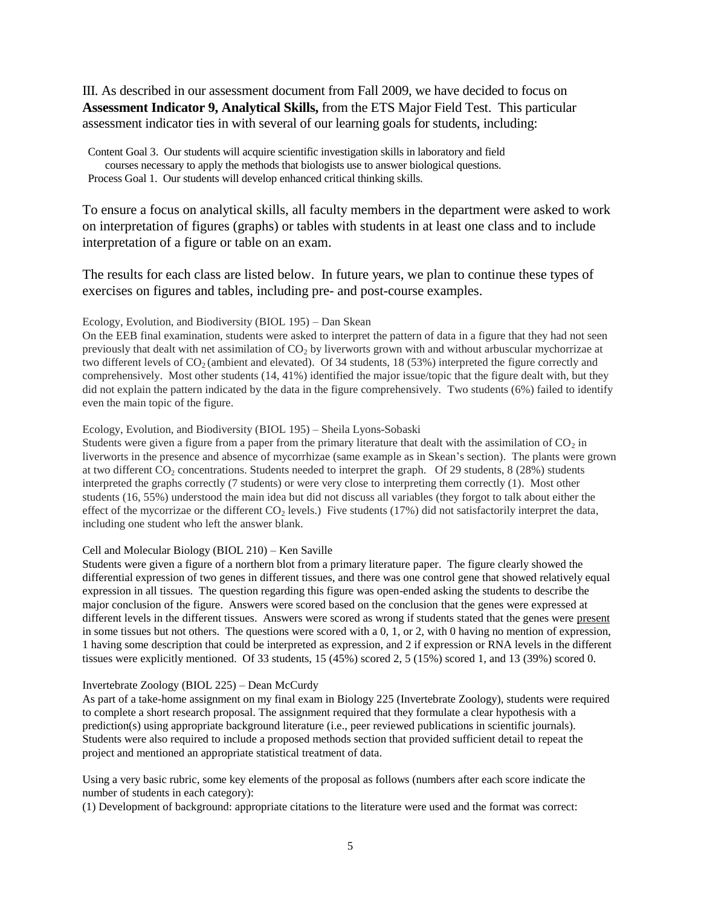III. As described in our assessment document from Fall 2009, we have decided to focus on **Assessment Indicator 9, Analytical Skills,** from the ETS Major Field Test. This particular assessment indicator ties in with several of our learning goals for students, including:

Content Goal 3. Our students will acquire scientific investigation skills in laboratory and field courses necessary to apply the methods that biologists use to answer biological questions.
Process Goal 1. Our students will develop enhanced critical thinking skills.

To ensure a focus on analytical skills, all faculty members in the department were asked to work on interpretation of figures (graphs) or tables with students in at least one class and to include interpretation of a figure or table on an exam.

The results for each class are listed below. In future years, we plan to continue these types of exercises on figures and tables, including pre- and post-course examples.

Ecology, Evolution, and Biodiversity (BIOL 195) – Dan Skean

On the EEB final examination, students were asked to interpret the pattern of data in a figure that they had not seen previously that dealt with net assimilation of $CO_2$ by liverworts grown with and without arbuscular mychorrizae at two different levels of $CO_2$ (ambient and elevated). Of 34 students, 18 (53%) interpreted the figure correctly and comprehensively. Most other students (14, 41%) identified the major issue/topic that the figure dealt with, but they did not explain the pattern indicated by the data in the figure comprehensively. Two students (6%) failed to identify even the main topic of the figure.

Ecology, Evolution, and Biodiversity (BIOL 195) – Sheila Lyons-Sobaski

Students were given a figure from a paper from the primary literature that dealt with the assimilation of $CO_2$ in liverworts in the presence and absence of mycorrhizae (same example as in Skean's section). The plants were grown at two different $CO_2$ concentrations. Students needed to interpret the graph. Of 29 students, 8 (28%) students interpreted the graphs correctly (7 students) or were very close to interpreting them correctly (1). Most other students (16, 55%) understood the main idea but did not discuss all variables (they forgot to talk about either the effect of the mycorrizae or the different $CO_2$ levels.) Five students (17%) did not satisfactorily interpret the data, including one student who left the answer blank.

Cell and Molecular Biology (BIOL 210) – Ken Saville

Students were given a figure of a northern blot from a primary literature paper. The figure clearly showed the differential expression of two genes in different tissues, and there was one control gene that showed relatively equal expression in all tissues. The question regarding this figure was open-ended asking the students to describe the major conclusion of the figure. Answers were scored based on the conclusion that the genes were expressed at different levels in the different tissues. Answers were scored as wrong if students stated that the genes were <u>present</u> in some tissues but not others. The questions were scored with a 0, 1, or 2, with 0 having no mention of expression, 1 having some description that could be interpreted as expression, and 2 if expression or RNA levels in the different tissues were explicitly mentioned. Of 33 students, 15 (45%) scored 2, 5 (15%) scored 1, and 13 (39%) scored 0.

Invertebrate Zoology (BIOL 225) – Dean McCurdy

As part of a take-home assignment on my final exam in Biology 225 (Invertebrate Zoology), students were required to complete a short research proposal. The assignment required that they formulate a clear hypothesis with a prediction(s) using appropriate background literature (i.e., peer reviewed publications in scientific journals). Students were also required to include a proposed methods section that provided sufficient detail to repeat the project and mentioned an appropriate statistical treatment of data.

Using a very basic rubric, some key elements of the proposal as follows (numbers after each score indicate the number of students in each category):

(1) Development of background: appropriate citations to the literature were used and the format was correct: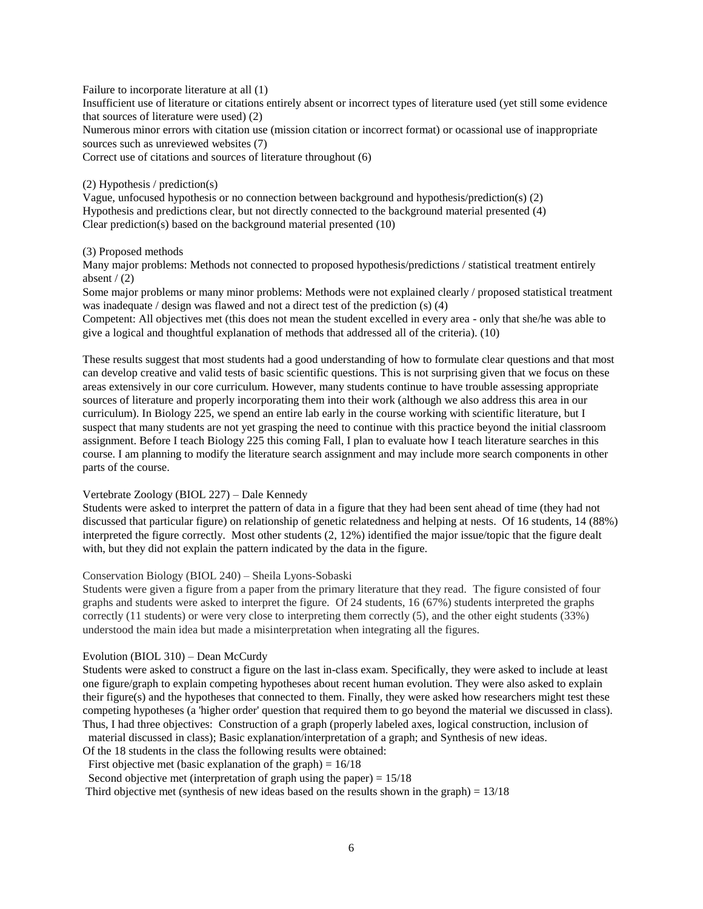Failure to incorporate literature at all (1)
Insufficient use of literature or citations entirely absent or incorrect types of literature used (yet still some evidence that sources of literature were used) (2)
Numerous minor errors with citation use (mission citation or incorrect format) or ocassional use of inappropriate sources such as unreviewed websites (7)
Correct use of citations and sources of literature throughout (6)

(2) Hypothesis / prediction(s)
Vague, unfocused hypothesis or no connection between background and hypothesis/prediction(s) (2)
Hypothesis and predictions clear, but not directly connected to the background material presented (4)
Clear prediction(s) based on the background material presented (10)

(3) Proposed methods
Many major problems: Methods not connected to proposed hypothesis/predictions / statistical treatment entirely absent / (2)
Some major problems or many minor problems: Methods were not explained clearly / proposed statistical treatment was inadequate / design was flawed and not a direct test of the prediction (s) (4)
Competent: All objectives met (this does not mean the student excelled in every area - only that she/he was able to give a logical and thoughtful explanation of methods that addressed all of the criteria). (10)

These results suggest that most students had a good understanding of how to formulate clear questions and that most can develop creative and valid tests of basic scientific questions. This is not surprising given that we focus on these areas extensively in our core curriculum. However, many students continue to have trouble assessing appropriate sources of literature and properly incorporating them into their work (although we also address this area in our curriculum). In Biology 225, we spend an entire lab early in the course working with scientific literature, but I suspect that many students are not yet grasping the need to continue with this practice beyond the initial classroom assignment. Before I teach Biology 225 this coming Fall, I plan to evaluate how I teach literature searches in this course. I am planning to modify the literature search assignment and may include more search components in other parts of the course.

Vertebrate Zoology (BIOL 227) – Dale Kennedy
Students were asked to interpret the pattern of data in a figure that they had been sent ahead of time (they had not discussed that particular figure) on relationship of genetic relatedness and helping at nests. Of 16 students, 14 (88%) interpreted the figure correctly. Most other students (2, 12%) identified the major issue/topic that the figure dealt with, but they did not explain the pattern indicated by the data in the figure.

Conservation Biology (BIOL 240) – Sheila Lyons-Sobaski
Students were given a figure from a paper from the primary literature that they read. The figure consisted of four graphs and students were asked to interpret the figure. Of 24 students, 16 (67%) students interpreted the graphs correctly (11 students) or were very close to interpreting them correctly (5), and the other eight students (33%) understood the main idea but made a misinterpretation when integrating all the figures.

Evolution (BIOL 310) – Dean McCurdy
Students were asked to construct a figure on the last in-class exam. Specifically, they were asked to include at least one figure/graph to explain competing hypotheses about recent human evolution. They were also asked to explain their figure(s) and the hypotheses that connected to them. Finally, they were asked how researchers might test these competing hypotheses (a 'higher order' question that required them to go beyond the material we discussed in class). Thus, I had three objectives: Construction of a graph (properly labeled axes, logical construction, inclusion of material discussed in class); Basic explanation/interpretation of a graph; and Synthesis of new ideas.
Of the 18 students in the class the following results were obtained:
First objective met (basic explanation of the graph) = 16/18
Second objective met (interpretation of graph using the paper) = 15/18
Third objective met (synthesis of new ideas based on the results shown in the graph) = 13/18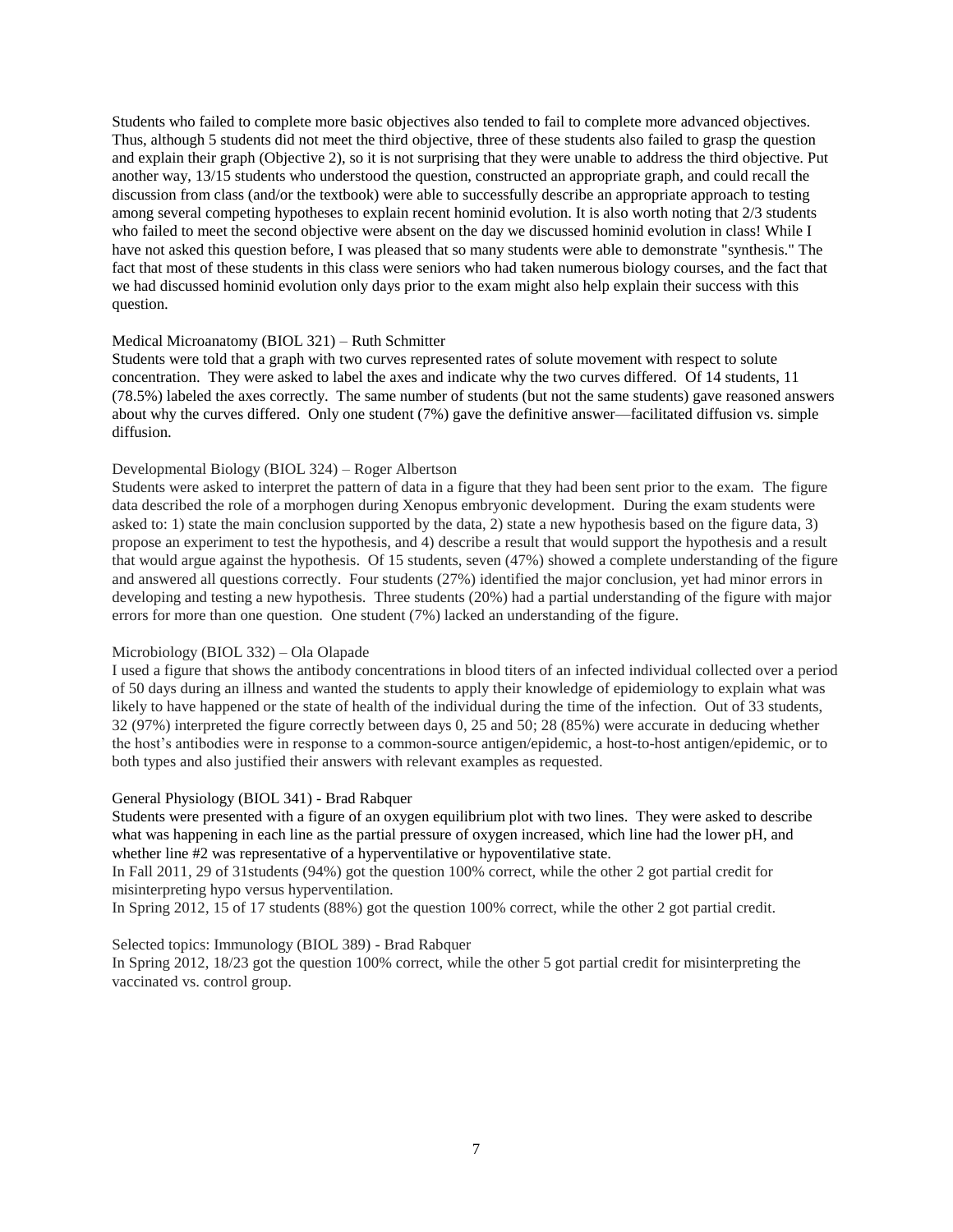Students who failed to complete more basic objectives also tended to fail to complete more advanced objectives. Thus, although 5 students did not meet the third objective, three of these students also failed to grasp the question and explain their graph (Objective 2), so it is not surprising that they were unable to address the third objective. Put another way, 13/15 students who understood the question, constructed an appropriate graph, and could recall the discussion from class (and/or the textbook) were able to successfully describe an appropriate approach to testing among several competing hypotheses to explain recent hominid evolution. It is also worth noting that 2/3 students who failed to meet the second objective were absent on the day we discussed hominid evolution in class! While I have not asked this question before, I was pleased that so many students were able to demonstrate "synthesis." The fact that most of these students in this class were seniors who had taken numerous biology courses, and the fact that we had discussed hominid evolution only days prior to the exam might also help explain their success with this question.

Medical Microanatomy (BIOL 321) – Ruth Schmitter

Students were told that a graph with two curves represented rates of solute movement with respect to solute concentration. They were asked to label the axes and indicate why the two curves differed. Of 14 students, 11 (78.5%) labeled the axes correctly. The same number of students (but not the same students) gave reasoned answers about why the curves differed. Only one student (7%) gave the definitive answer—facilitated diffusion vs. simple diffusion.

Developmental Biology (BIOL 324) – Roger Albertson

Students were asked to interpret the pattern of data in a figure that they had been sent prior to the exam. The figure data described the role of a morphogen during Xenopus embryonic development. During the exam students were asked to: 1) state the main conclusion supported by the data, 2) state a new hypothesis based on the figure data, 3) propose an experiment to test the hypothesis, and 4) describe a result that would support the hypothesis and a result that would argue against the hypothesis. Of 15 students, seven (47%) showed a complete understanding of the figure and answered all questions correctly. Four students (27%) identified the major conclusion, yet had minor errors in developing and testing a new hypothesis. Three students (20%) had a partial understanding of the figure with major errors for more than one question. One student (7%) lacked an understanding of the figure.

Microbiology (BIOL 332) – Ola Olapade

I used a figure that shows the antibody concentrations in blood titers of an infected individual collected over a period of 50 days during an illness and wanted the students to apply their knowledge of epidemiology to explain what was likely to have happened or the state of health of the individual during the time of the infection. Out of 33 students, 32 (97%) interpreted the figure correctly between days 0, 25 and 50; 28 (85%) were accurate in deducing whether the host's antibodies were in response to a common-source antigen/epidemic, a host-to-host antigen/epidemic, or to both types and also justified their answers with relevant examples as requested.

General Physiology (BIOL 341) - Brad Rabquer

Students were presented with a figure of an oxygen equilibrium plot with two lines. They were asked to describe what was happening in each line as the partial pressure of oxygen increased, which line had the lower pH, and whether line #2 was representative of a hyperventilative or hypoventilative state.

In Fall 2011, 29 of 31students (94%) got the question 100% correct, while the other 2 got partial credit for misinterpreting hypo versus hyperventilation.

In Spring 2012, 15 of 17 students (88%) got the question 100% correct, while the other 2 got partial credit.

Selected topics: Immunology (BIOL 389) - Brad Rabquer

In Spring 2012, 18/23 got the question 100% correct, while the other 5 got partial credit for misinterpreting the vaccinated vs. control group.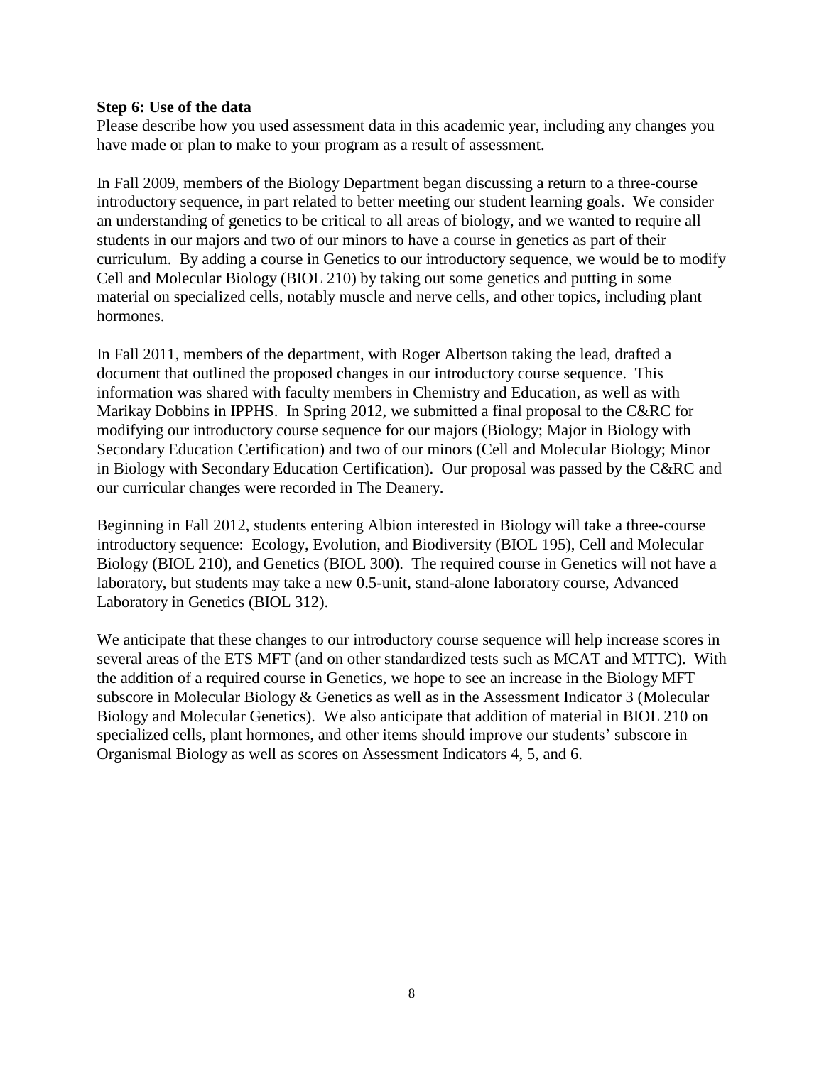**Step 6: Use of the data**

Please describe how you used assessment data in this academic year, including any changes you have made or plan to make to your program as a result of assessment.

In Fall 2009, members of the Biology Department began discussing a return to a three-course introductory sequence, in part related to better meeting our student learning goals. We consider an understanding of genetics to be critical to all areas of biology, and we wanted to require all students in our majors and two of our minors to have a course in genetics as part of their curriculum. By adding a course in Genetics to our introductory sequence, we would be to modify Cell and Molecular Biology (BIOL 210) by taking out some genetics and putting in some material on specialized cells, notably muscle and nerve cells, and other topics, including plant hormones.

In Fall 2011, members of the department, with Roger Albertson taking the lead, drafted a document that outlined the proposed changes in our introductory course sequence. This information was shared with faculty members in Chemistry and Education, as well as with Marikay Dobbins in IPPHS. In Spring 2012, we submitted a final proposal to the C&RC for modifying our introductory course sequence for our majors (Biology; Major in Biology with Secondary Education Certification) and two of our minors (Cell and Molecular Biology; Minor in Biology with Secondary Education Certification). Our proposal was passed by the C&RC and our curricular changes were recorded in The Deanery.

Beginning in Fall 2012, students entering Albion interested in Biology will take a three-course introductory sequence: Ecology, Evolution, and Biodiversity (BIOL 195), Cell and Molecular Biology (BIOL 210), and Genetics (BIOL 300). The required course in Genetics will not have a laboratory, but students may take a new 0.5-unit, stand-alone laboratory course, Advanced Laboratory in Genetics (BIOL 312).

We anticipate that these changes to our introductory course sequence will help increase scores in several areas of the ETS MFT (and on other standardized tests such as MCAT and MTTC). With the addition of a required course in Genetics, we hope to see an increase in the Biology MFT subscore in Molecular Biology & Genetics as well as in the Assessment Indicator 3 (Molecular Biology and Molecular Genetics). We also anticipate that addition of material in BIOL 210 on specialized cells, plant hormones, and other items should improve our students' subscore in Organismal Biology as well as scores on Assessment Indicators 4, 5, and 6.